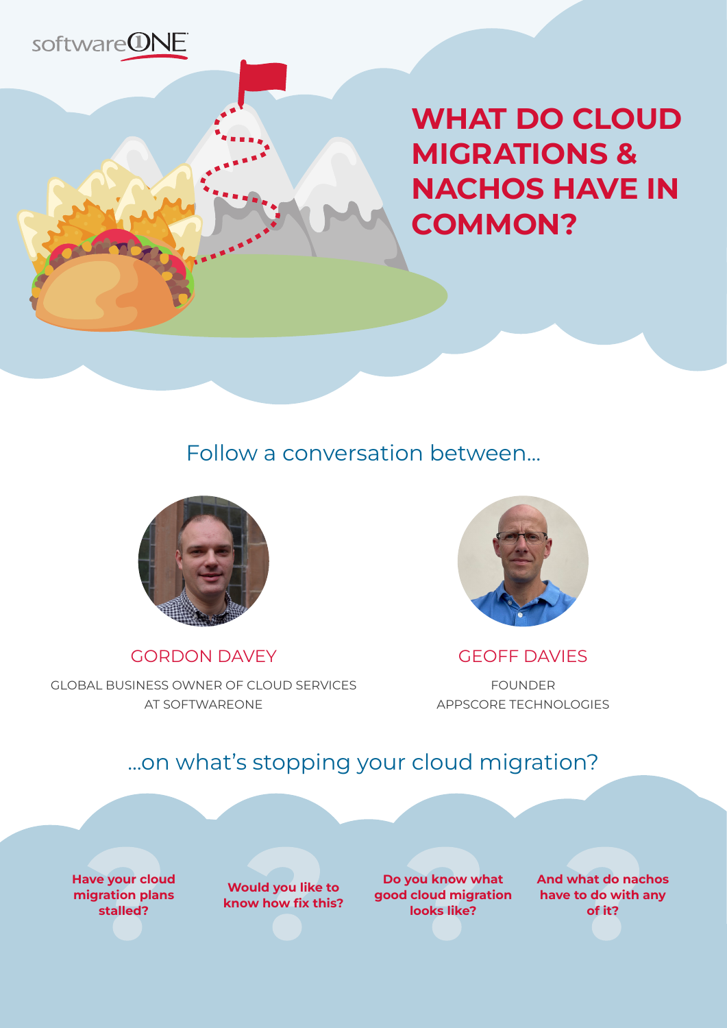softwareONE

# WHAT DO CLOUD MIGRATIONS & NACHOS HAVE IN COMMON?

Follow a conversation between...

**GORDON DAVEY**

GLOBAL BUSINESS OWNER OF CLOUD SERVICES AT SOFTWAREONE

**GEOFF DAVIES**

FOUNDER
APPSCORE TECHNOLOGIES

...on what's stopping your cloud migration?

**Have your cloud migration plans stalled?**

**Would you like to know how fix this?**

**Do you know what good cloud migration looks like?**

**And what do nachos have to do with any of it?**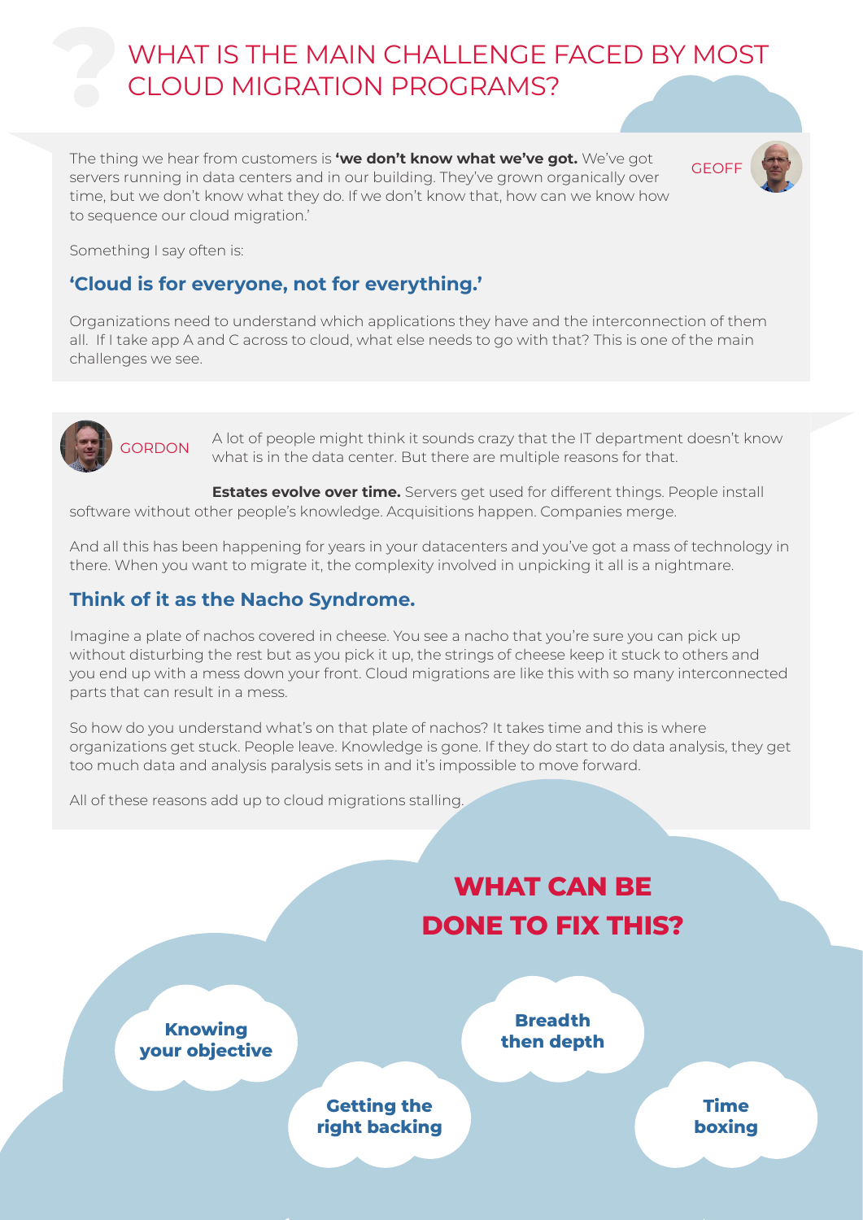# WHAT IS THE MAIN CHALLENGE FACED BY MOST CLOUD MIGRATION PROGRAMS?

GEOFF

The thing we hear from customers is **'we don't know what we've got.** We've got servers running in data centers and in our building. They've grown organically over time, but we don't know what they do. If we don't know that, how can we know how to sequence our cloud migration.'

Something I say often is:

### 'Cloud is for everyone, not for everything.'

Organizations need to understand which applications they have and the interconnection of them all. If I take app A and C across to cloud, what else needs to go with that? This is one of the main challenges we see.

GORDON

A lot of people might think it sounds crazy that the IT department doesn't know what is in the data center. But there are multiple reasons for that.

**Estates evolve over time.** Servers get used for different things. People install software without other people's knowledge. Acquisitions happen. Companies merge.

And all this has been happening for years in your datacenters and you've got a mass of technology in there. When you want to migrate it, the complexity involved in unpicking it all is a nightmare.

### Think of it as the Nacho Syndrome.

Imagine a plate of nachos covered in cheese. You see a nacho that you're sure you can pick up without disturbing the rest but as you pick it up, the strings of cheese keep it stuck to others and you end up with a mess down your front. Cloud migrations are like this with so many interconnected parts that can result in a mess.

So how do you understand what's on that plate of nachos? It takes time and this is where organizations get stuck. People leave. Knowledge is gone. If they do start to do data analysis, they get too much data and analysis paralysis sets in and it's impossible to move forward.

All of these reasons add up to cloud migrations stalling.

## WHAT CAN BE DONE TO FIX THIS?

- **Knowing your objective**
- **Breadth then depth**
- **Getting the right backing**
- **Time boxing**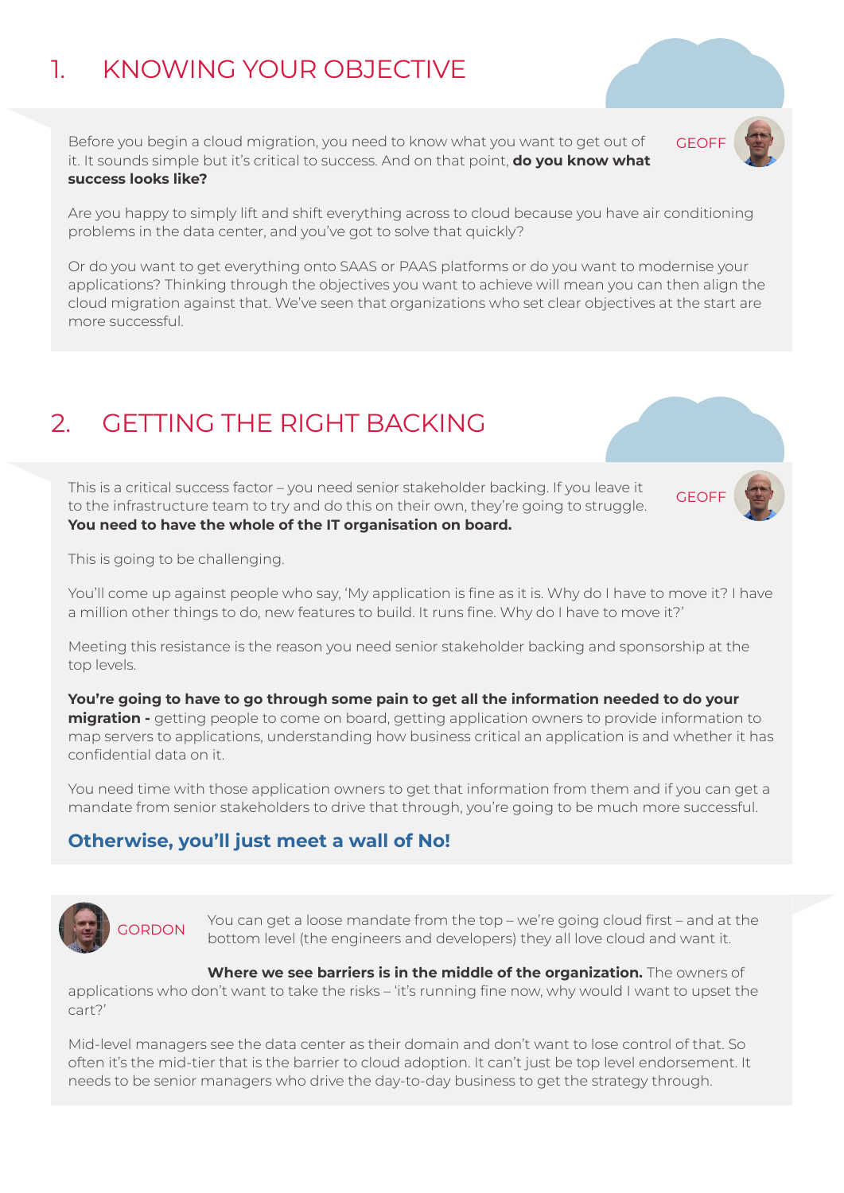## 1. KNOWING YOUR OBJECTIVE

GEOFF

Before you begin a cloud migration, you need to know what you want to get out of it. It sounds simple but it's critical to success. And on that point, **do you know what success looks like?**

Are you happy to simply lift and shift everything across to cloud because you have air conditioning problems in the data center, and you've got to solve that quickly?

Or do you want to get everything onto SAAS or PAAS platforms or do you want to modernise your applications? Thinking through the objectives you want to achieve will mean you can then align the cloud migration against that. We've seen that organizations who set clear objectives at the start are more successful.

## 2. GETTING THE RIGHT BACKING

GEOFF

This is a critical success factor – you need senior stakeholder backing. If you leave it to the infrastructure team to try and do this on their own, they're going to struggle. **You need to have the whole of the IT organisation on board.**

This is going to be challenging.

You'll come up against people who say, 'My application is fine as it is. Why do I have to move it? I have a million other things to do, new features to build. It runs fine. Why do I have to move it?'

Meeting this resistance is the reason you need senior stakeholder backing and sponsorship at the top levels.

**You're going to have to go through some pain to get all the information needed to do your migration -** getting people to come on board, getting application owners to provide information to map servers to applications, understanding how business critical an application is and whether it has confidential data on it.

You need time with those application owners to get that information from them and if you can get a mandate from senior stakeholders to drive that through, you're going to be much more successful.

**Otherwise, you'll just meet a wall of No!**

GORDON

You can get a loose mandate from the top – we're going cloud first – and at the bottom level (the engineers and developers) they all love cloud and want it.

**Where we see barriers is in the middle of the organization.** The owners of applications who don't want to take the risks – 'it's running fine now, why would I want to upset the cart?'

Mid-level managers see the data center as their domain and don't want to lose control of that. So often it's the mid-tier that is the barrier to cloud adoption. It can't just be top level endorsement. It needs to be senior managers who drive the day-to-day business to get the strategy through.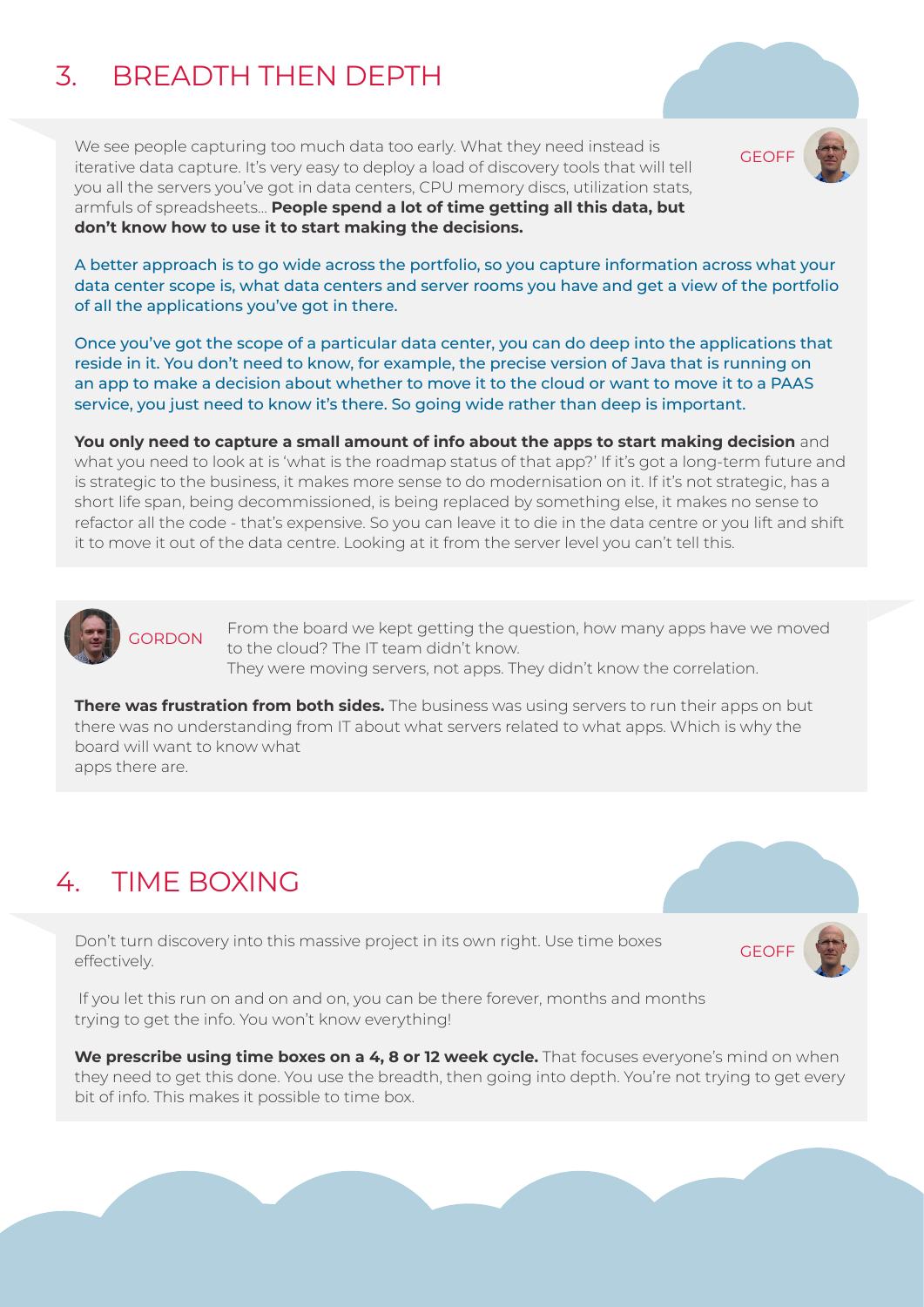## 3. BREADTH THEN DEPTH

GEOFF

We see people capturing too much data too early. What they need instead is iterative data capture. It's very easy to deploy a load of discovery tools that will tell you all the servers you've got in data centers, CPU memory discs, utilization stats, armfuls of spreadsheets... **People spend a lot of time getting all this data, but don't know how to use it to start making the decisions.**

A better approach is to go wide across the portfolio, so you capture information across what your data center scope is, what data centers and server rooms you have and get a view of the portfolio of all the applications you've got in there.

Once you've got the scope of a particular data center, you can do deep into the applications that reside in it. You don't need to know, for example, the precise version of Java that is running on an app to make a decision about whether to move it to the cloud or want to move it to a PAAS service, you just need to know it's there. So going wide rather than deep is important.

**You only need to capture a small amount of info about the apps to start making decision** and what you need to look at is 'what is the roadmap status of that app?' If it's got a long-term future and is strategic to the business, it makes more sense to do modernisation on it. If it's not strategic, has a short life span, being decommissioned, is being replaced by something else, it makes no sense to refactor all the code - that's expensive. So you can leave it to die in the data centre or you lift and shift it to move it out of the data centre. Looking at it from the server level you can't tell this.

GORDON

From the board we kept getting the question, how many apps have we moved to the cloud? The IT team didn't know.
They were moving servers, not apps. They didn't know the correlation.

**There was frustration from both sides.** The business was using servers to run their apps on but there was no understanding from IT about what servers related to what apps. Which is why the board will want to know what apps there are.

## 4. TIME BOXING

GEOFF

Don't turn discovery into this massive project in its own right. Use time boxes effectively.

If you let this run on and on and on, you can be there forever, months and months trying to get the info. You won't know everything!

**We prescribe using time boxes on a 4, 8 or 12 week cycle.** That focuses everyone's mind on when they need to get this done. You use the breadth, then going into depth. You're not trying to get every bit of info. This makes it possible to time box.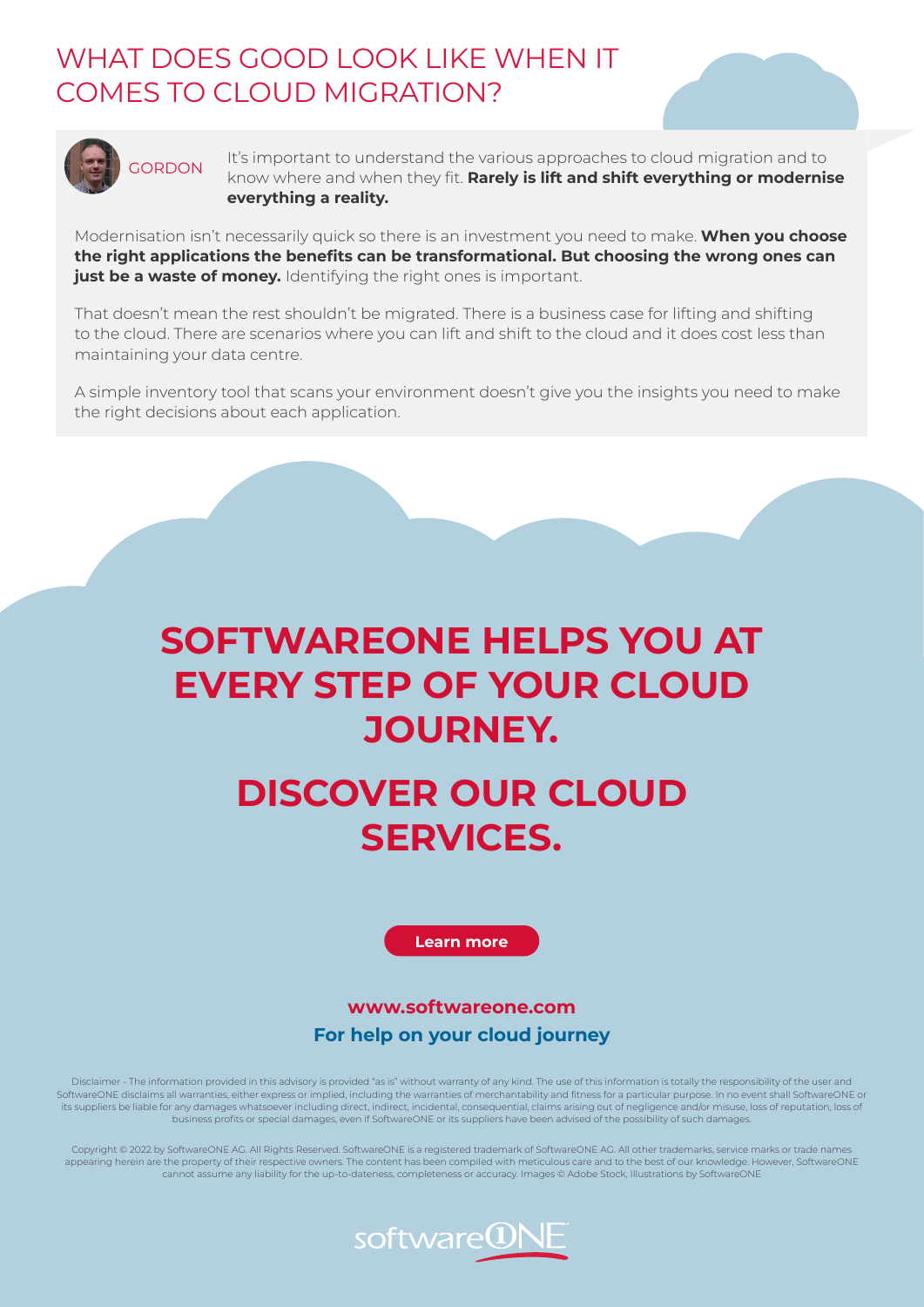## WHAT DOES GOOD LOOK LIKE WHEN IT COMES TO CLOUD MIGRATION?

GORDON

It's important to understand the various approaches to cloud migration and to know where and when they fit. **Rarely is lift and shift everything or modernise everything a reality.**

Modernisation isn't necessarily quick so there is an investment you need to make. **When you choose the right applications the benefits can be transformational. But choosing the wrong ones can just be a waste of money.** Identifying the right ones is important.

That doesn't mean the rest shouldn't be migrated. There is a business case for lifting and shifting to the cloud. There are scenarios where you can lift and shift to the cloud and it does cost less than maintaining your data centre.

A simple inventory tool that scans your environment doesn't give you the insights you need to make the right decisions about each application.

# SOFTWAREONE HELPS YOU AT EVERY STEP OF YOUR CLOUD JOURNEY.

# DISCOVER OUR CLOUD SERVICES.

**Learn more**

**www.softwareone.com**

**For help on your cloud journey**

Disclaimer - The information provided in this advisory is provided "as is" without warranty of any kind. The use of this information is totally the responsibility of the user and SoftwareONE disclaims all warranties, either express or implied, including the warranties of merchantability and fitness for a particular purpose. In no event shall SoftwareONE or its suppliers be liable for any damages whatsoever including direct, indirect, incidental, consequential, claims arising out of negligence and/or misuse, loss of reputation, loss of business profits or special damages, even if SoftwareONE or its suppliers have been advised of the possibility of such damages.

Copyright © 2022 by SoftwareONE AG. All Rights Reserved. SoftwareONE is a registered trademark of SoftwareONE AG. All other trademarks, service marks or trade names appearing herein are the property of their respective owners. The content has been compiled with meticulous care and to the best of our knowledge. However, SoftwareONE cannot assume any liability for the up-to-dateness, completeness or accuracy. Images © Adobe Stock, Illustrations by SoftwareONE

softwareONE